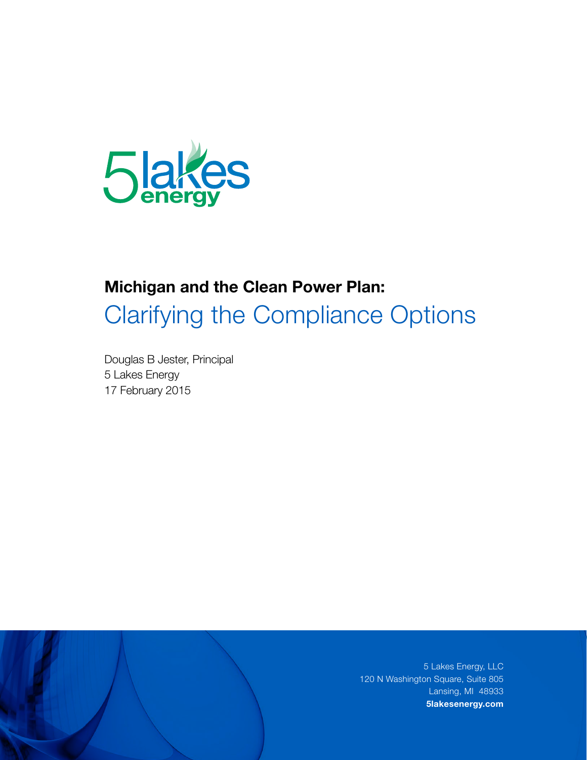5 lakes energy

# Michigan and the Clean Power Plan:

## Clarifying the Compliance Options

Douglas B Jester, Principal
5 Lakes Energy
17 February 2015

5 Lakes Energy, LLC
120 N Washington Square, Suite 805
Lansing, MI 48933
**5lakesenergy.com**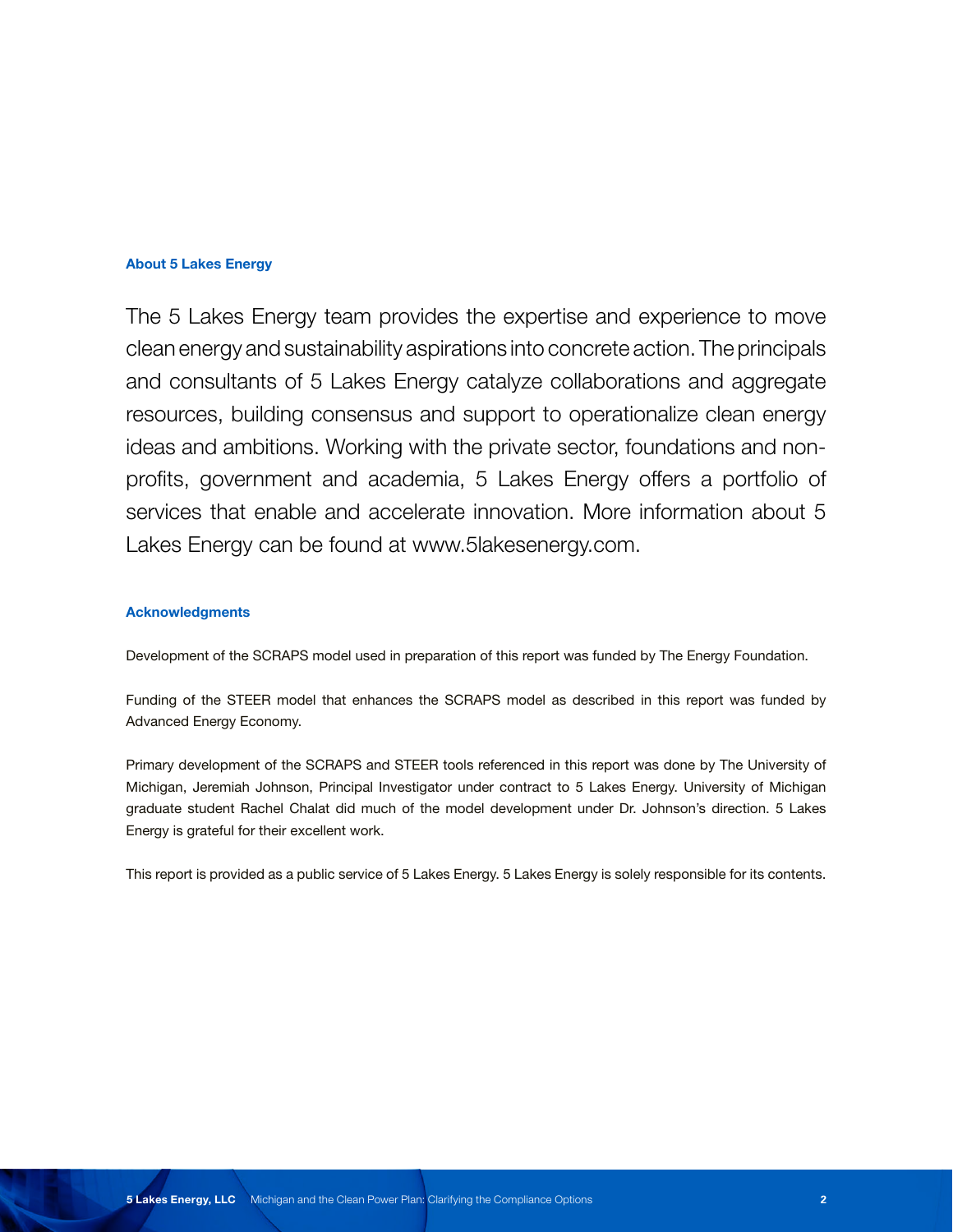## About 5 Lakes Energy

The 5 Lakes Energy team provides the expertise and experience to move clean energy and sustainability aspirations into concrete action. The principals and consultants of 5 Lakes Energy catalyze collaborations and aggregate resources, building consensus and support to operationalize clean energy ideas and ambitions. Working with the private sector, foundations and non-profits, government and academia, 5 Lakes Energy offers a portfolio of services that enable and accelerate innovation. More information about 5 Lakes Energy can be found at www.5lakesenergy.com.

## Acknowledgments

Development of the SCRAPS model used in preparation of this report was funded by The Energy Foundation.

Funding of the STEER model that enhances the SCRAPS model as described in this report was funded by Advanced Energy Economy.

Primary development of the SCRAPS and STEER tools referenced in this report was done by The University of Michigan, Jeremiah Johnson, Principal Investigator under contract to 5 Lakes Energy. University of Michigan graduate student Rachel Chalat did much of the model development under Dr. Johnson's direction. 5 Lakes Energy is grateful for their excellent work.

This report is provided as a public service of 5 Lakes Energy. 5 Lakes Energy is solely responsible for its contents.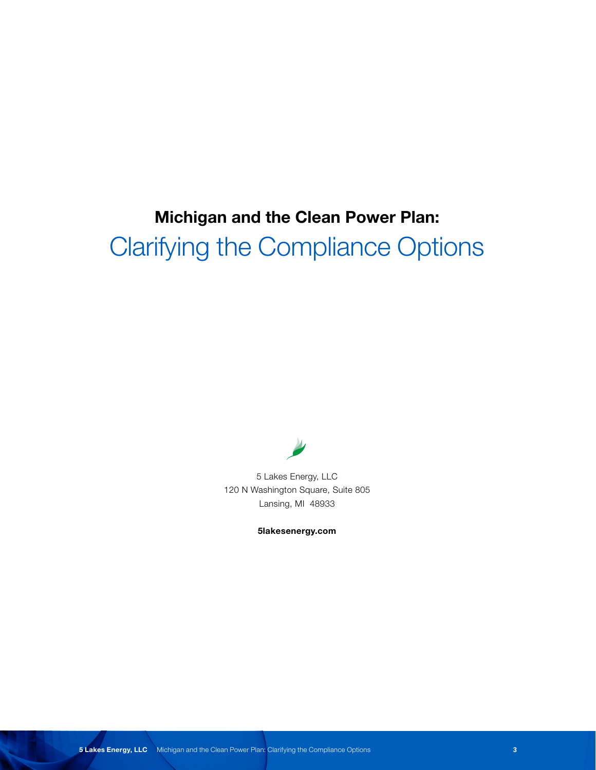# Michigan and the Clean Power Plan:

## Clarifying the Compliance Options

5 Lakes Energy, LLC
120 N Washington Square, Suite 805
Lansing, MI 48933

**5lakesenergy.com**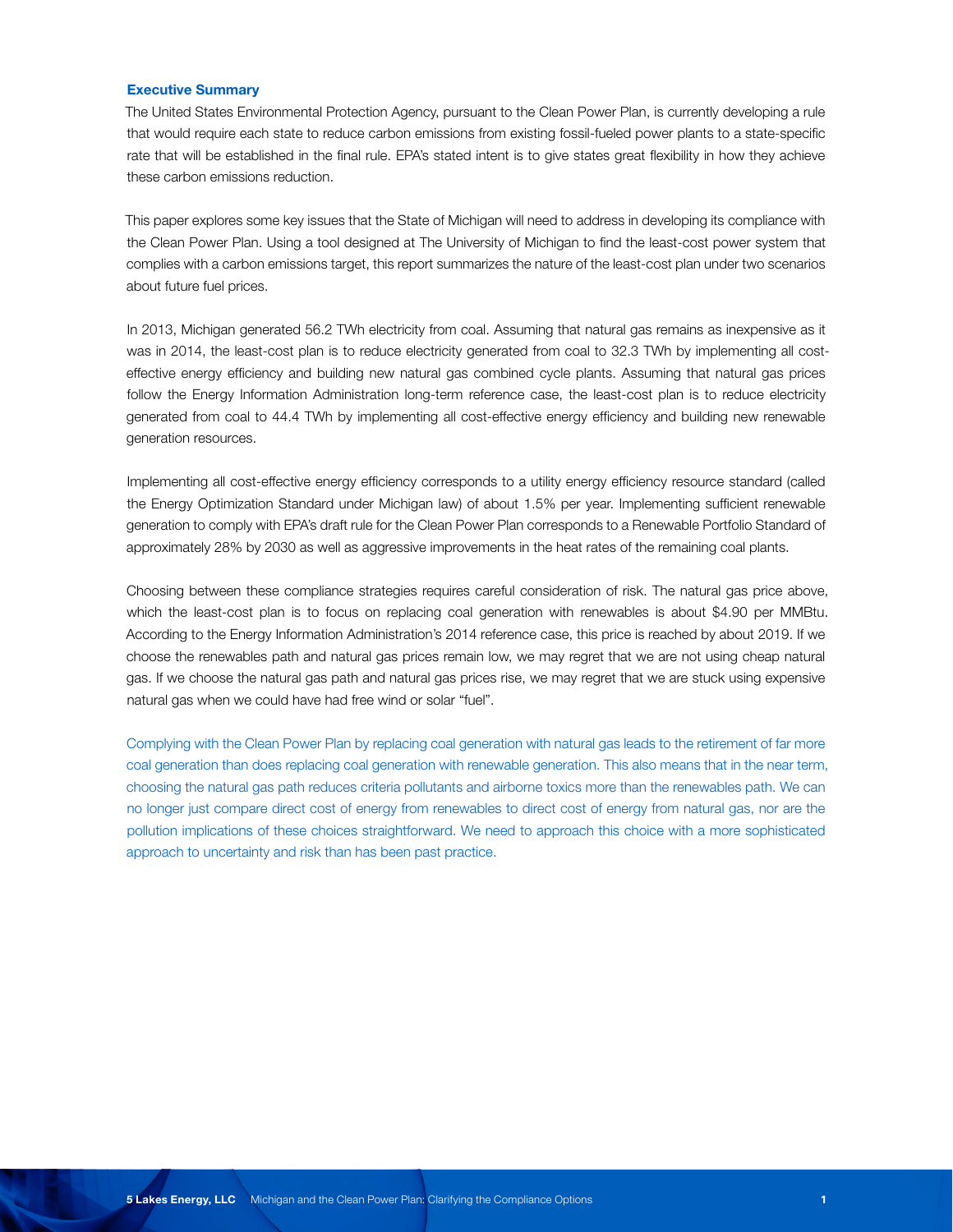## Executive Summary

The United States Environmental Protection Agency, pursuant to the Clean Power Plan, is currently developing a rule that would require each state to reduce carbon emissions from existing fossil-fueled power plants to a state-specific rate that will be established in the final rule. EPA's stated intent is to give states great flexibility in how they achieve these carbon emissions reduction.

This paper explores some key issues that the State of Michigan will need to address in developing its compliance with the Clean Power Plan. Using a tool designed at The University of Michigan to find the least-cost power system that complies with a carbon emissions target, this report summarizes the nature of the least-cost plan under two scenarios about future fuel prices.

In 2013, Michigan generated 56.2 TWh electricity from coal. Assuming that natural gas remains as inexpensive as it was in 2014, the least-cost plan is to reduce electricity generated from coal to 32.3 TWh by implementing all cost-effective energy efficiency and building new natural gas combined cycle plants. Assuming that natural gas prices follow the Energy Information Administration long-term reference case, the least-cost plan is to reduce electricity generated from coal to 44.4 TWh by implementing all cost-effective energy efficiency and building new renewable generation resources.

Implementing all cost-effective energy efficiency corresponds to a utility energy efficiency resource standard (called the Energy Optimization Standard under Michigan law) of about 1.5% per year. Implementing sufficient renewable generation to comply with EPA's draft rule for the Clean Power Plan corresponds to a Renewable Portfolio Standard of approximately 28% by 2030 as well as aggressive improvements in the heat rates of the remaining coal plants.

Choosing between these compliance strategies requires careful consideration of risk. The natural gas price above, which the least-cost plan is to focus on replacing coal generation with renewables is about $4.90 per MMBtu. According to the Energy Information Administration's 2014 reference case, this price is reached by about 2019. If we choose the renewables path and natural gas prices remain low, we may regret that we are not using cheap natural gas. If we choose the natural gas path and natural gas prices rise, we may regret that we are stuck using expensive natural gas when we could have had free wind or solar "fuel".

Complying with the Clean Power Plan by replacing coal generation with natural gas leads to the retirement of far more coal generation than does replacing coal generation with renewable generation. This also means that in the near term, choosing the natural gas path reduces criteria pollutants and airborne toxics more than the renewables path. We can no longer just compare direct cost of energy from renewables to direct cost of energy from natural gas, nor are the pollution implications of these choices straightforward. We need to approach this choice with a more sophisticated approach to uncertainty and risk than has been past practice.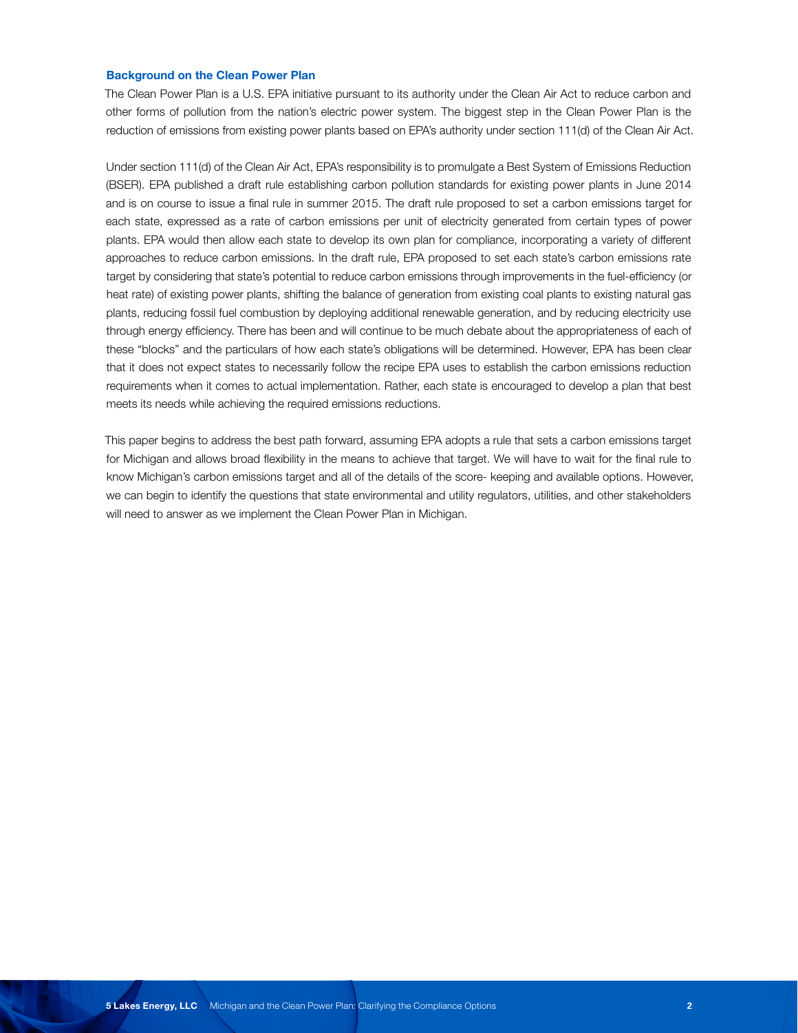## Background on the Clean Power Plan

The Clean Power Plan is a U.S. EPA initiative pursuant to its authority under the Clean Air Act to reduce carbon and other forms of pollution from the nation's electric power system. The biggest step in the Clean Power Plan is the reduction of emissions from existing power plants based on EPA's authority under section 111(d) of the Clean Air Act.

Under section 111(d) of the Clean Air Act, EPA's responsibility is to promulgate a Best System of Emissions Reduction (BSER). EPA published a draft rule establishing carbon pollution standards for existing power plants in June 2014 and is on course to issue a final rule in summer 2015. The draft rule proposed to set a carbon emissions target for each state, expressed as a rate of carbon emissions per unit of electricity generated from certain types of power plants. EPA would then allow each state to develop its own plan for compliance, incorporating a variety of different approaches to reduce carbon emissions. In the draft rule, EPA proposed to set each state's carbon emissions rate target by considering that state's potential to reduce carbon emissions through improvements in the fuel-efficiency (or heat rate) of existing power plants, shifting the balance of generation from existing coal plants to existing natural gas plants, reducing fossil fuel combustion by deploying additional renewable generation, and by reducing electricity use through energy efficiency. There has been and will continue to be much debate about the appropriateness of each of these "blocks" and the particulars of how each state's obligations will be determined. However, EPA has been clear that it does not expect states to necessarily follow the recipe EPA uses to establish the carbon emissions reduction requirements when it comes to actual implementation. Rather, each state is encouraged to develop a plan that best meets its needs while achieving the required emissions reductions.

This paper begins to address the best path forward, assuming EPA adopts a rule that sets a carbon emissions target for Michigan and allows broad flexibility in the means to achieve that target. We will have to wait for the final rule to know Michigan's carbon emissions target and all of the details of the score- keeping and available options. However, we can begin to identify the questions that state environmental and utility regulators, utilities, and other stakeholders will need to answer as we implement the Clean Power Plan in Michigan.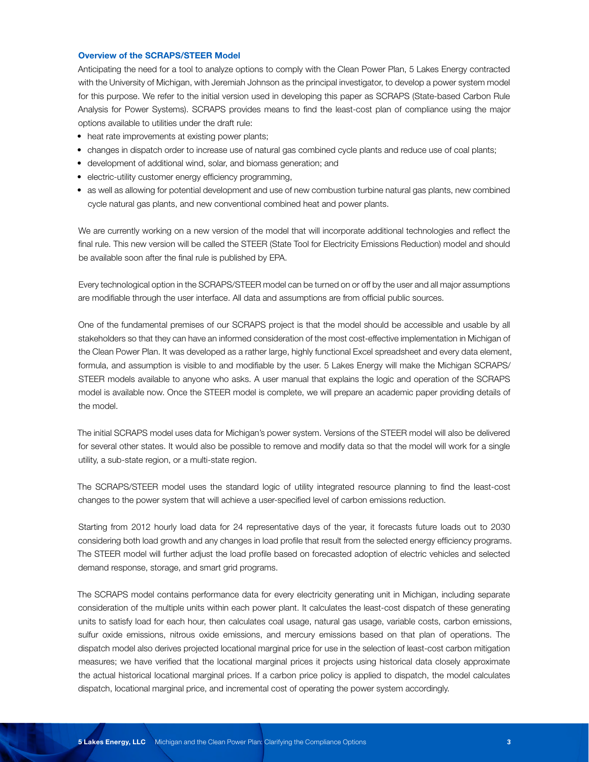### Overview of the SCRAPS/STEER Model

Anticipating the need for a tool to analyze options to comply with the Clean Power Plan, 5 Lakes Energy contracted with the University of Michigan, with Jeremiah Johnson as the principal investigator, to develop a power system model for this purpose. We refer to the initial version used in developing this paper as SCRAPS (State-based Carbon Rule Analysis for Power Systems). SCRAPS provides means to find the least-cost plan of compliance using the major options available to utilities under the draft rule:

- heat rate improvements at existing power plants;
- changes in dispatch order to increase use of natural gas combined cycle plants and reduce use of coal plants;
- development of additional wind, solar, and biomass generation; and
- electric-utility customer energy efficiency programming,
- as well as allowing for potential development and use of new combustion turbine natural gas plants, new combined cycle natural gas plants, and new conventional combined heat and power plants.

We are currently working on a new version of the model that will incorporate additional technologies and reflect the final rule. This new version will be called the STEER (State Tool for Electricity Emissions Reduction) model and should be available soon after the final rule is published by EPA.

Every technological option in the SCRAPS/STEER model can be turned on or off by the user and all major assumptions are modifiable through the user interface. All data and assumptions are from official public sources.

One of the fundamental premises of our SCRAPS project is that the model should be accessible and usable by all stakeholders so that they can have an informed consideration of the most cost-effective implementation in Michigan of the Clean Power Plan. It was developed as a rather large, highly functional Excel spreadsheet and every data element, formula, and assumption is visible to and modifiable by the user. 5 Lakes Energy will make the Michigan SCRAPS/STEER models available to anyone who asks. A user manual that explains the logic and operation of the SCRAPS model is available now. Once the STEER model is complete, we will prepare an academic paper providing details of the model.

The initial SCRAPS model uses data for Michigan's power system. Versions of the STEER model will also be delivered for several other states. It would also be possible to remove and modify data so that the model will work for a single utility, a sub-state region, or a multi-state region.

The SCRAPS/STEER model uses the standard logic of utility integrated resource planning to find the least-cost changes to the power system that will achieve a user-specified level of carbon emissions reduction.

Starting from 2012 hourly load data for 24 representative days of the year, it forecasts future loads out to 2030 considering both load growth and any changes in load profile that result from the selected energy efficiency programs. The STEER model will further adjust the load profile based on forecasted adoption of electric vehicles and selected demand response, storage, and smart grid programs.

The SCRAPS model contains performance data for every electricity generating unit in Michigan, including separate consideration of the multiple units within each power plant. It calculates the least-cost dispatch of these generating units to satisfy load for each hour, then calculates coal usage, natural gas usage, variable costs, carbon emissions, sulfur oxide emissions, nitrous oxide emissions, and mercury emissions based on that plan of operations. The dispatch model also derives projected locational marginal price for use in the selection of least-cost carbon mitigation measures; we have verified that the locational marginal prices it projects using historical data closely approximate the actual historical locational marginal prices. If a carbon price policy is applied to dispatch, the model calculates dispatch, locational marginal price, and incremental cost of operating the power system accordingly.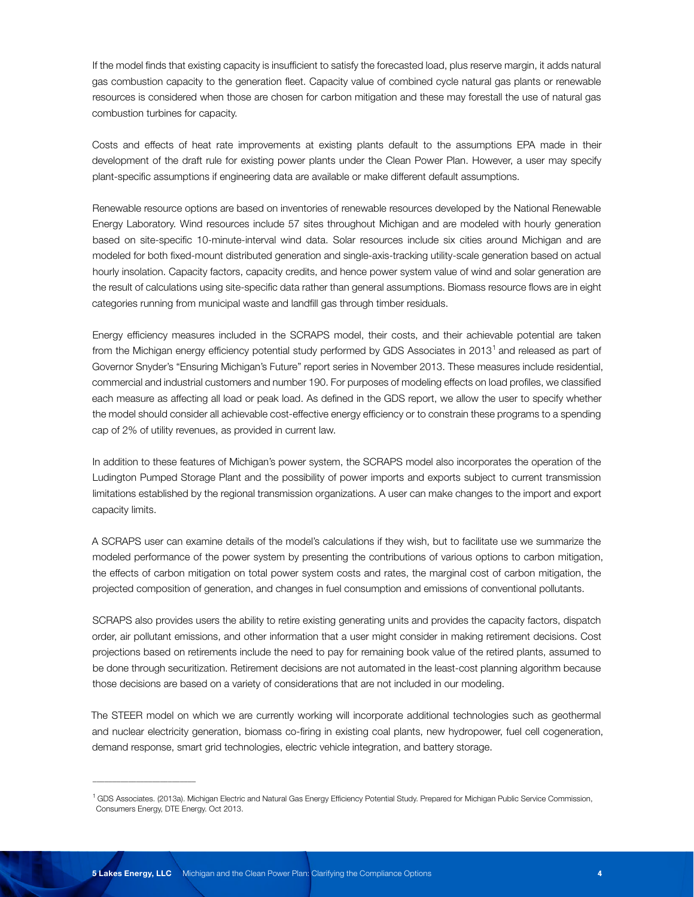If the model finds that existing capacity is insufficient to satisfy the forecasted load, plus reserve margin, it adds natural gas combustion capacity to the generation fleet. Capacity value of combined cycle natural gas plants or renewable resources is considered when those are chosen for carbon mitigation and these may forestall the use of natural gas combustion turbines for capacity.

Costs and effects of heat rate improvements at existing plants default to the assumptions EPA made in their development of the draft rule for existing power plants under the Clean Power Plan. However, a user may specify plant-specific assumptions if engineering data are available or make different default assumptions.

Renewable resource options are based on inventories of renewable resources developed by the National Renewable Energy Laboratory. Wind resources include 57 sites throughout Michigan and are modeled with hourly generation based on site-specific 10-minute-interval wind data. Solar resources include six cities around Michigan and are modeled for both fixed-mount distributed generation and single-axis-tracking utility-scale generation based on actual hourly insolation. Capacity factors, capacity credits, and hence power system value of wind and solar generation are the result of calculations using site-specific data rather than general assumptions. Biomass resource flows are in eight categories running from municipal waste and landfill gas through timber residuals.

Energy efficiency measures included in the SCRAPS model, their costs, and their achievable potential are taken from the Michigan energy efficiency potential study performed by GDS Associates in 2013[1] and released as part of Governor Snyder's "Ensuring Michigan's Future" report series in November 2013. These measures include residential, commercial and industrial customers and number 190. For purposes of modeling effects on load profiles, we classified each measure as affecting all load or peak load. As defined in the GDS report, we allow the user to specify whether the model should consider all achievable cost-effective energy efficiency or to constrain these programs to a spending cap of 2% of utility revenues, as provided in current law.

In addition to these features of Michigan's power system, the SCRAPS model also incorporates the operation of the Ludington Pumped Storage Plant and the possibility of power imports and exports subject to current transmission limitations established by the regional transmission organizations. A user can make changes to the import and export capacity limits.

A SCRAPS user can examine details of the model's calculations if they wish, but to facilitate use we summarize the modeled performance of the power system by presenting the contributions of various options to carbon mitigation, the effects of carbon mitigation on total power system costs and rates, the marginal cost of carbon mitigation, the projected composition of generation, and changes in fuel consumption and emissions of conventional pollutants.

SCRAPS also provides users the ability to retire existing generating units and provides the capacity factors, dispatch order, air pollutant emissions, and other information that a user might consider in making retirement decisions. Cost projections based on retirements include the need to pay for remaining book value of the retired plants, assumed to be done through securitization. Retirement decisions are not automated in the least-cost planning algorithm because those decisions are based on a variety of considerations that are not included in our modeling.

The STEER model on which we are currently working will incorporate additional technologies such as geothermal and nuclear electricity generation, biomass co-firing in existing coal plants, new hydropower, fuel cell cogeneration, demand response, smart grid technologies, electric vehicle integration, and battery storage.

---

[1] GDS Associates. (2013a). Michigan Electric and Natural Gas Energy Efficiency Potential Study. Prepared for Michigan Public Service Commission, Consumers Energy, DTE Energy. Oct 2013.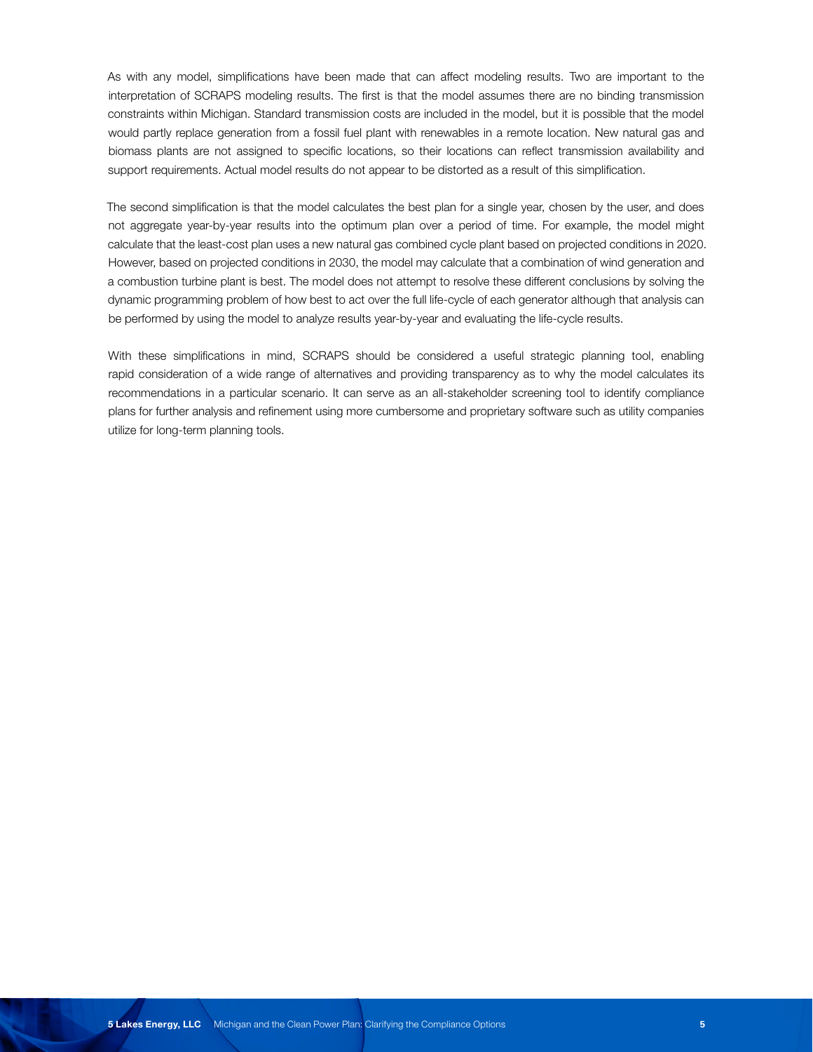As with any model, simplifications have been made that can affect modeling results. Two are important to the interpretation of SCRAPS modeling results. The first is that the model assumes there are no binding transmission constraints within Michigan. Standard transmission costs are included in the model, but it is possible that the model would partly replace generation from a fossil fuel plant with renewables in a remote location. New natural gas and biomass plants are not assigned to specific locations, so their locations can reflect transmission availability and support requirements. Actual model results do not appear to be distorted as a result of this simplification.

The second simplification is that the model calculates the best plan for a single year, chosen by the user, and does not aggregate year-by-year results into the optimum plan over a period of time. For example, the model might calculate that the least-cost plan uses a new natural gas combined cycle plant based on projected conditions in 2020. However, based on projected conditions in 2030, the model may calculate that a combination of wind generation and a combustion turbine plant is best. The model does not attempt to resolve these different conclusions by solving the dynamic programming problem of how best to act over the full life-cycle of each generator although that analysis can be performed by using the model to analyze results year-by-year and evaluating the life-cycle results.

With these simplifications in mind, SCRAPS should be considered a useful strategic planning tool, enabling rapid consideration of a wide range of alternatives and providing transparency as to why the model calculates its recommendations in a particular scenario. It can serve as an all-stakeholder screening tool to identify compliance plans for further analysis and refinement using more cumbersome and proprietary software such as utility companies utilize for long-term planning tools.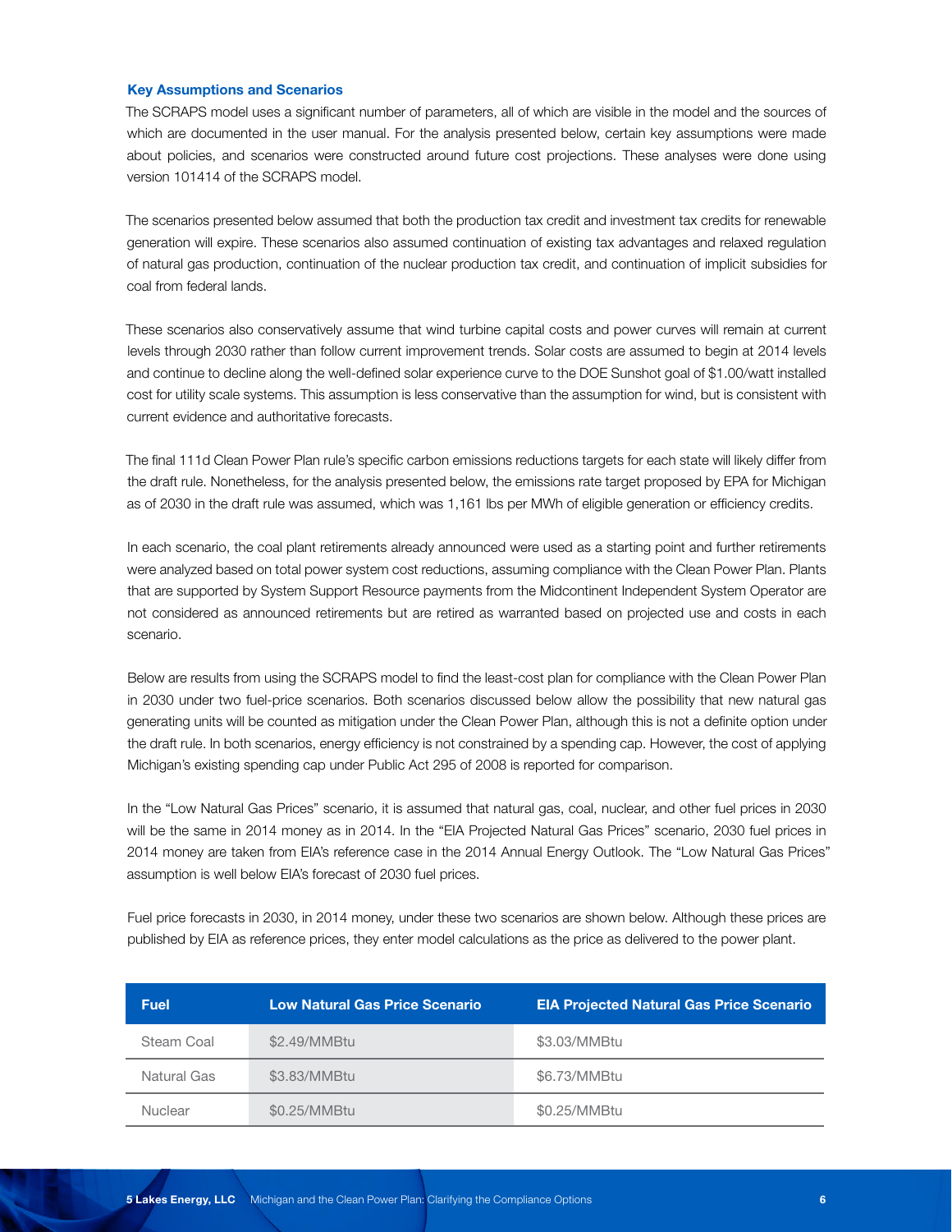### Key Assumptions and Scenarios

The SCRAPS model uses a significant number of parameters, all of which are visible in the model and the sources of which are documented in the user manual. For the analysis presented below, certain key assumptions were made about policies, and scenarios were constructed around future cost projections. These analyses were done using version 101414 of the SCRAPS model.

The scenarios presented below assumed that both the production tax credit and investment tax credits for renewable generation will expire. These scenarios also assumed continuation of existing tax advantages and relaxed regulation of natural gas production, continuation of the nuclear production tax credit, and continuation of implicit subsidies for coal from federal lands.

These scenarios also conservatively assume that wind turbine capital costs and power curves will remain at current levels through 2030 rather than follow current improvement trends. Solar costs are assumed to begin at 2014 levels and continue to decline along the well-defined solar experience curve to the DOE Sunshot goal of $1.00/watt installed cost for utility scale systems. This assumption is less conservative than the assumption for wind, but is consistent with current evidence and authoritative forecasts.

The final 111d Clean Power Plan rule's specific carbon emissions reductions targets for each state will likely differ from the draft rule. Nonetheless, for the analysis presented below, the emissions rate target proposed by EPA for Michigan as of 2030 in the draft rule was assumed, which was 1,161 lbs per MWh of eligible generation or efficiency credits.

In each scenario, the coal plant retirements already announced were used as a starting point and further retirements were analyzed based on total power system cost reductions, assuming compliance with the Clean Power Plan. Plants that are supported by System Support Resource payments from the Midcontinent Independent System Operator are not considered as announced retirements but are retired as warranted based on projected use and costs in each scenario.

Below are results from using the SCRAPS model to find the least-cost plan for compliance with the Clean Power Plan in 2030 under two fuel-price scenarios. Both scenarios discussed below allow the possibility that new natural gas generating units will be counted as mitigation under the Clean Power Plan, although this is not a definite option under the draft rule. In both scenarios, energy efficiency is not constrained by a spending cap. However, the cost of applying Michigan's existing spending cap under Public Act 295 of 2008 is reported for comparison.

In the "Low Natural Gas Prices" scenario, it is assumed that natural gas, coal, nuclear, and other fuel prices in 2030 will be the same in 2014 money as in 2014. In the "EIA Projected Natural Gas Prices" scenario, 2030 fuel prices in 2014 money are taken from EIA's reference case in the 2014 Annual Energy Outlook. The "Low Natural Gas Prices" assumption is well below EIA's forecast of 2030 fuel prices.

Fuel price forecasts in 2030, in 2014 money, under these two scenarios are shown below. Although these prices are published by EIA as reference prices, they enter model calculations as the price as delivered to the power plant.

| Fuel | Low Natural Gas Price Scenario | EIA Projected Natural Gas Price Scenario |
|---|---|---|
| Steam Coal | $2.49/MMBtu | $3.03/MMBtu |
| Natural Gas | $3.83/MMBtu | $6.73/MMBtu |
| Nuclear | $0.25/MMBtu | $0.25/MMBtu |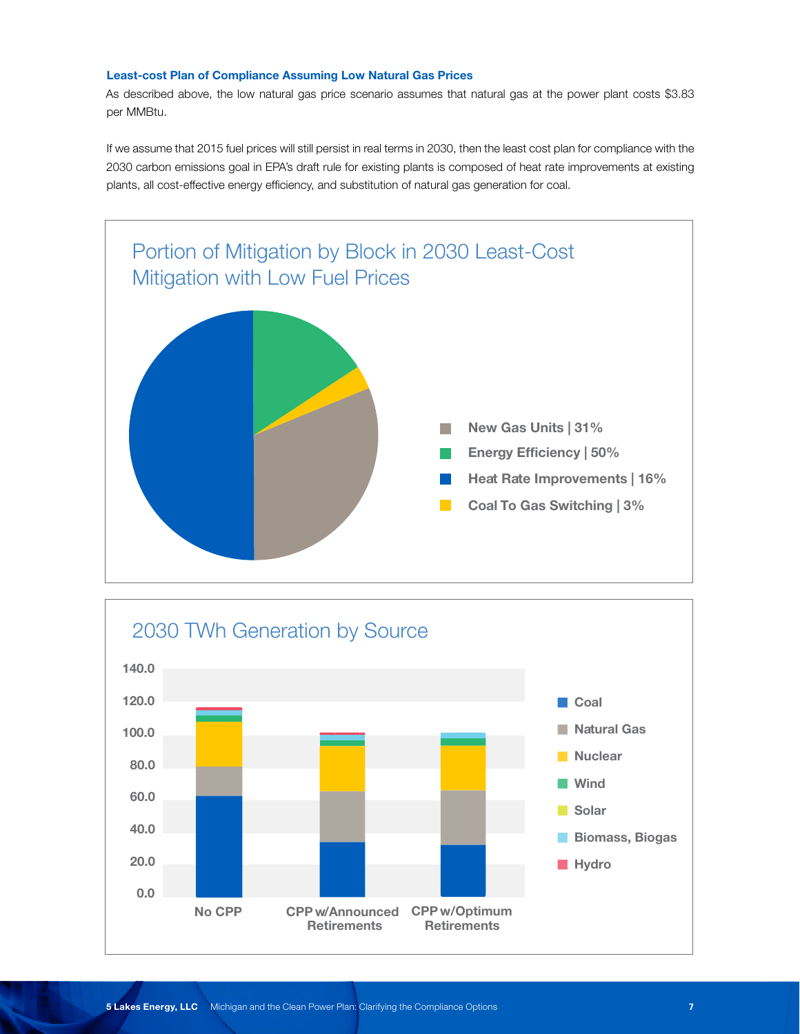### Least-cost Plan of Compliance Assuming Low Natural Gas Prices

As described above, the low natural gas price scenario assumes that natural gas at the power plant costs $3.83 per MMBtu.

If we assume that 2015 fuel prices will still persist in real terms in 2030, then the least cost plan for compliance with the 2030 carbon emissions goal in EPA's draft rule for existing plants is composed of heat rate improvements at existing plants, all cost-effective energy efficiency, and substitution of natural gas generation for coal.

## Portion of Mitigation by Block in 2030 Least-Cost Mitigation with Low Fuel Prices

- New Gas Units | 31%
- Energy Efficiency | 50%
- Heat Rate Improvements | 16%
- Coal To Gas Switching | 3%

## 2030 TWh Generation by Source

Legend: Coal, Natural Gas, Nuclear, Wind, Solar, Biomass, Biogas, Hydro

Y-axis: 0.0, 20.0, 40.0, 60.0, 80.0, 100.0, 120.0, 140.0

Categories: No CPP; CPP w/Announced Retirements; CPP w/Optimum Retirements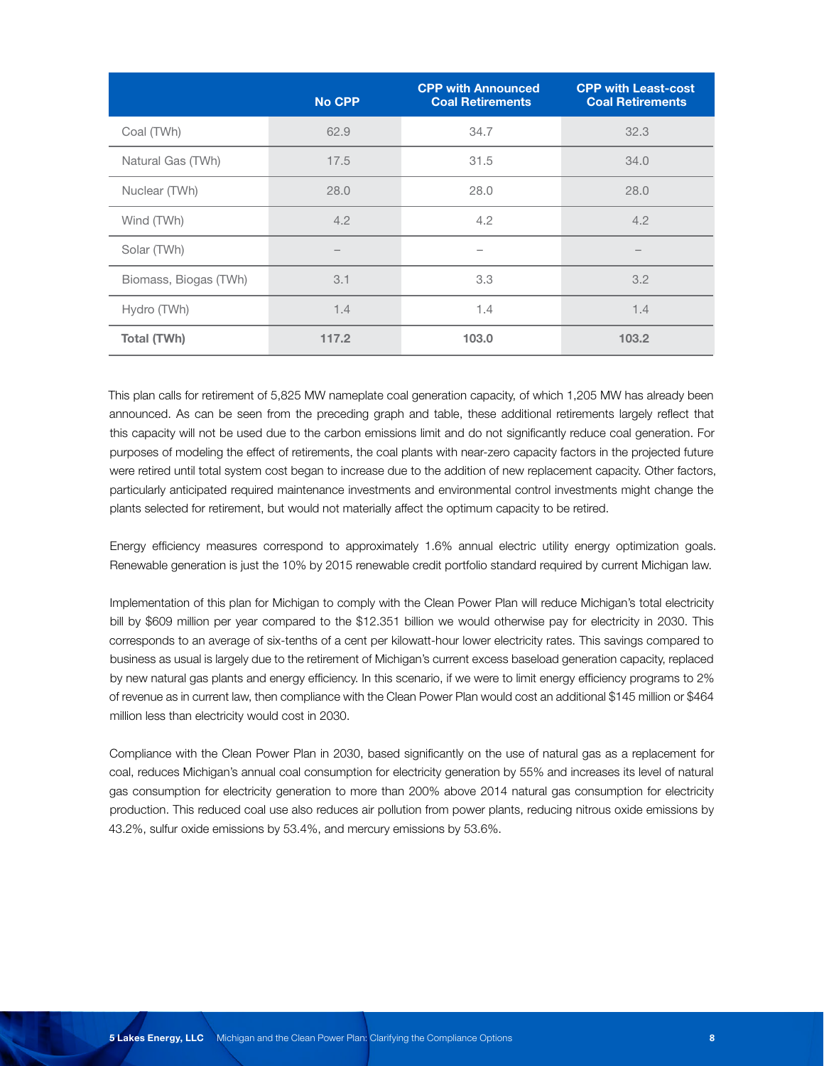| | No CPP | CPP with Announced Coal Retirements | CPP with Least-cost Coal Retirements |
|---|---|---|---|
| Coal (TWh) | 62.9 | 34.7 | 32.3 |
| Natural Gas (TWh) | 17.5 | 31.5 | 34.0 |
| Nuclear (TWh) | 28.0 | 28.0 | 28.0 |
| Wind (TWh) | 4.2 | 4.2 | 4.2 |
| Solar (TWh) | – | – | – |
| Biomass, Biogas (TWh) | 3.1 | 3.3 | 3.2 |
| Hydro (TWh) | 1.4 | 1.4 | 1.4 |
| **Total (TWh)** | **117.2** | **103.0** | **103.2** |

This plan calls for retirement of 5,825 MW nameplate coal generation capacity, of which 1,205 MW has already been announced. As can be seen from the preceding graph and table, these additional retirements largely reflect that this capacity will not be used due to the carbon emissions limit and do not significantly reduce coal generation. For purposes of modeling the effect of retirements, the coal plants with near-zero capacity factors in the projected future were retired until total system cost began to increase due to the addition of new replacement capacity. Other factors, particularly anticipated required maintenance investments and environmental control investments might change the plants selected for retirement, but would not materially affect the optimum capacity to be retired.

Energy efficiency measures correspond to approximately 1.6% annual electric utility energy optimization goals. Renewable generation is just the 10% by 2015 renewable credit portfolio standard required by current Michigan law.

Implementation of this plan for Michigan to comply with the Clean Power Plan will reduce Michigan's total electricity bill by $609 million per year compared to the $12.351 billion we would otherwise pay for electricity in 2030. This corresponds to an average of six-tenths of a cent per kilowatt-hour lower electricity rates. This savings compared to business as usual is largely due to the retirement of Michigan's current excess baseload generation capacity, replaced by new natural gas plants and energy efficiency. In this scenario, if we were to limit energy efficiency programs to 2% of revenue as in current law, then compliance with the Clean Power Plan would cost an additional $145 million or $464 million less than electricity would cost in 2030.

Compliance with the Clean Power Plan in 2030, based significantly on the use of natural gas as a replacement for coal, reduces Michigan's annual coal consumption for electricity generation by 55% and increases its level of natural gas consumption for electricity generation to more than 200% above 2014 natural gas consumption for electricity production. This reduced coal use also reduces air pollution from power plants, reducing nitrous oxide emissions by 43.2%, sulfur oxide emissions by 53.4%, and mercury emissions by 53.6%.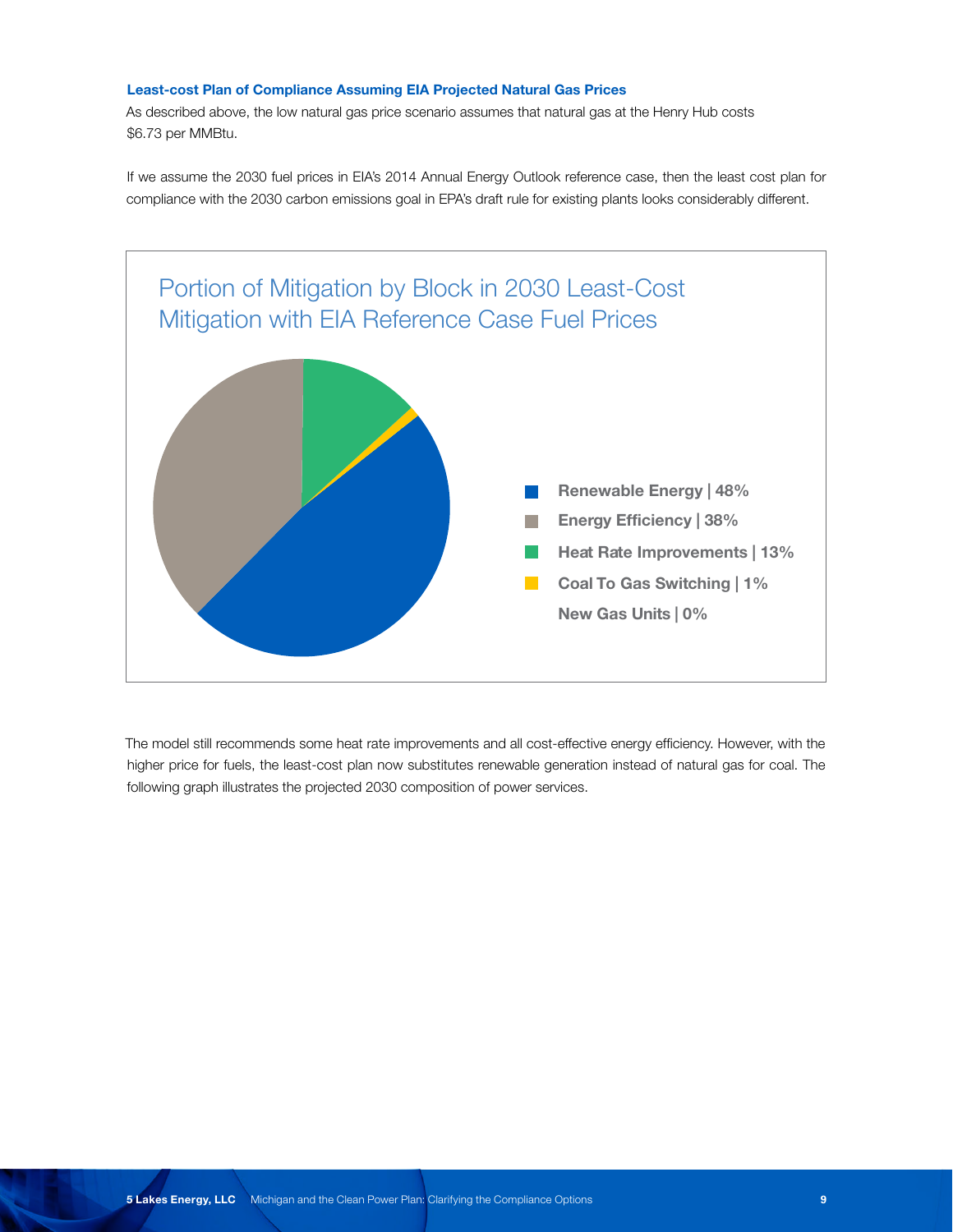### Least-cost Plan of Compliance Assuming EIA Projected Natural Gas Prices

As described above, the low natural gas price scenario assumes that natural gas at the Henry Hub costs $6.73 per MMBtu.

If we assume the 2030 fuel prices in EIA's 2014 Annual Energy Outlook reference case, then the least cost plan for compliance with the 2030 carbon emissions goal in EPA's draft rule for existing plants looks considerably different.

Portion of Mitigation by Block in 2030 Least-Cost Mitigation with EIA Reference Case Fuel Prices

- Renewable Energy | 48%
- Energy Efficiency | 38%
- Heat Rate Improvements | 13%
- Coal To Gas Switching | 1%
- New Gas Units | 0%

The model still recommends some heat rate improvements and all cost-effective energy efficiency. However, with the higher price for fuels, the least-cost plan now substitutes renewable generation instead of natural gas for coal. The following graph illustrates the projected 2030 composition of power services.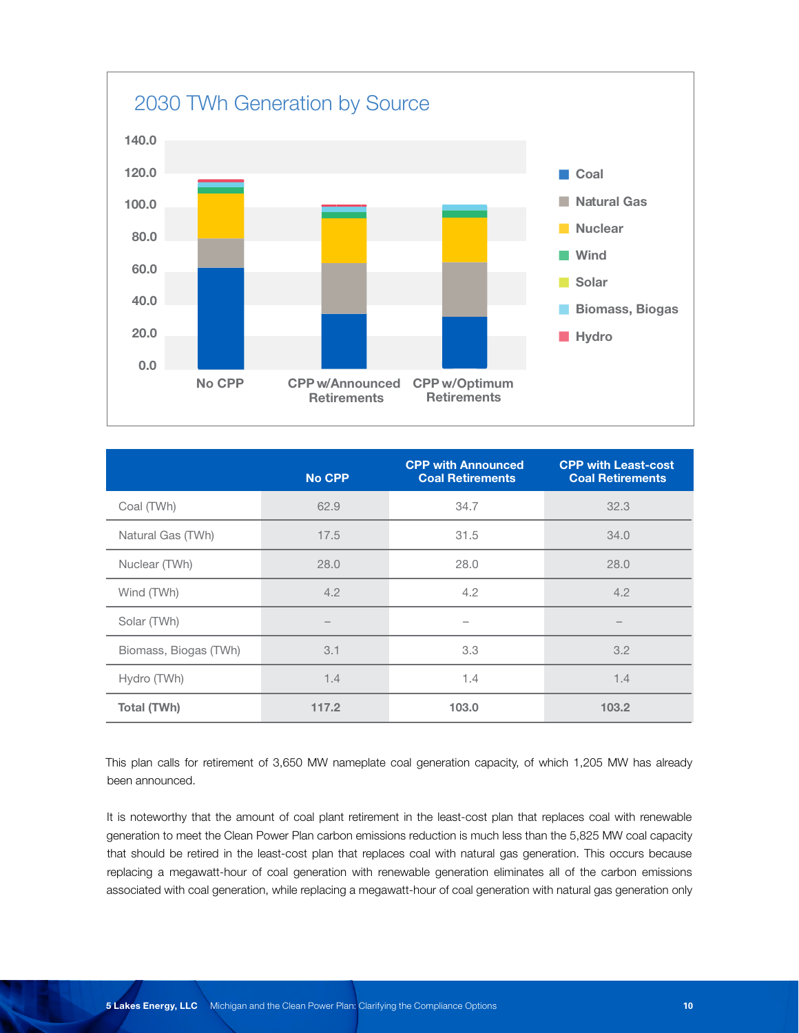## 2030 TWh Generation by Source

|  | No CPP | CPP with Announced Coal Retirements | CPP with Least-cost Coal Retirements |
|---|---|---|---|
| Coal (TWh) | 62.9 | 34.7 | 32.3 |
| Natural Gas (TWh) | 17.5 | 31.5 | 34.0 |
| Nuclear (TWh) | 28.0 | 28.0 | 28.0 |
| Wind (TWh) | 4.2 | 4.2 | 4.2 |
| Solar (TWh) | – | – | – |
| Biomass, Biogas (TWh) | 3.1 | 3.3 | 3.2 |
| Hydro (TWh) | 1.4 | 1.4 | 1.4 |
| **Total (TWh)** | **117.2** | **103.0** | **103.2** |

This plan calls for retirement of 3,650 MW nameplate coal generation capacity, of which 1,205 MW has already been announced.

It is noteworthy that the amount of coal plant retirement in the least-cost plan that replaces coal with renewable generation to meet the Clean Power Plan carbon emissions reduction is much less than the 5,825 MW coal capacity that should be retired in the least-cost plan that replaces coal with natural gas generation. This occurs because replacing a megawatt-hour of coal generation with renewable generation eliminates all of the carbon emissions associated with coal generation, while replacing a megawatt-hour of coal generation with natural gas generation only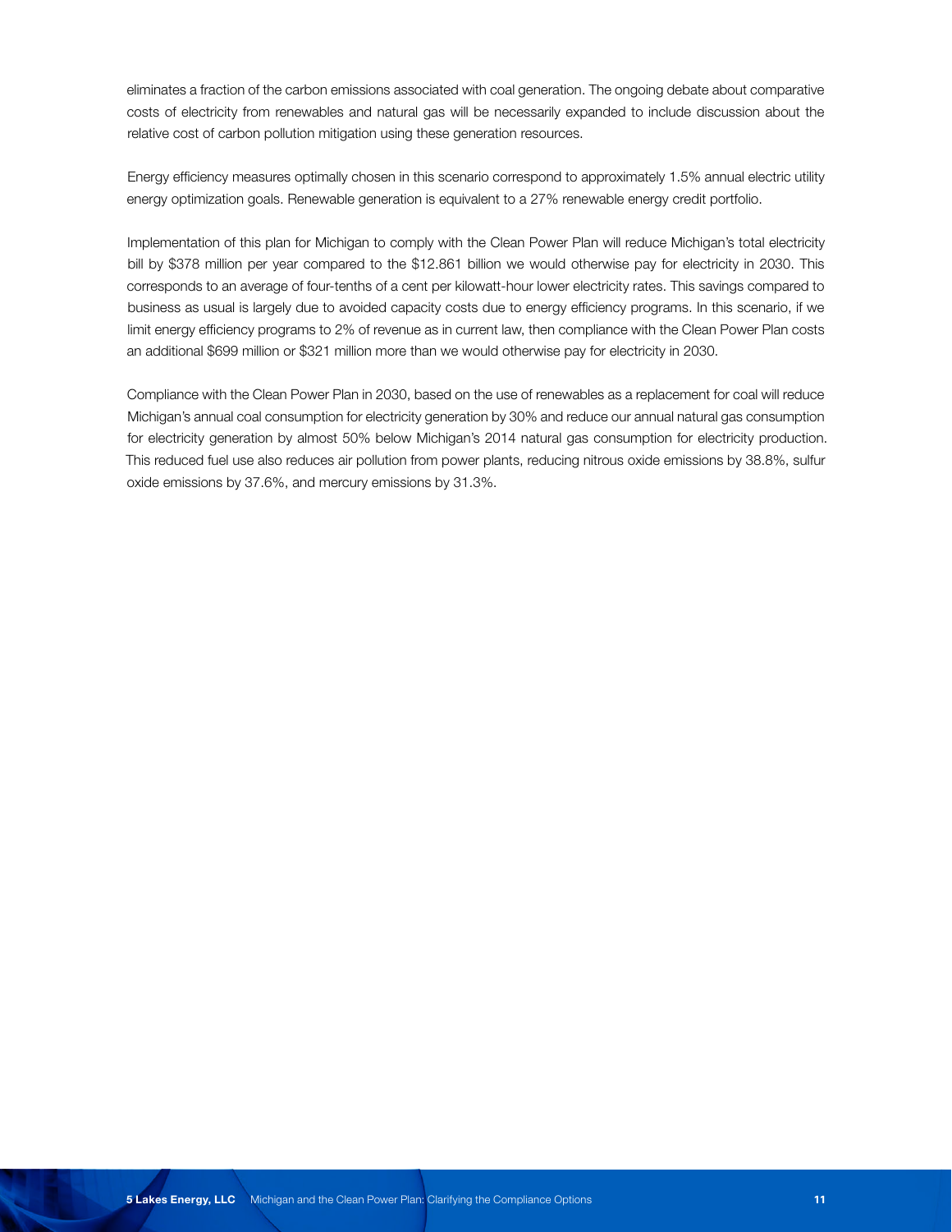eliminates a fraction of the carbon emissions associated with coal generation. The ongoing debate about comparative costs of electricity from renewables and natural gas will be necessarily expanded to include discussion about the relative cost of carbon pollution mitigation using these generation resources.

Energy efficiency measures optimally chosen in this scenario correspond to approximately 1.5% annual electric utility energy optimization goals. Renewable generation is equivalent to a 27% renewable energy credit portfolio.

Implementation of this plan for Michigan to comply with the Clean Power Plan will reduce Michigan's total electricity bill by $378 million per year compared to the $12.861 billion we would otherwise pay for electricity in 2030. This corresponds to an average of four-tenths of a cent per kilowatt-hour lower electricity rates. This savings compared to business as usual is largely due to avoided capacity costs due to energy efficiency programs. In this scenario, if we limit energy efficiency programs to 2% of revenue as in current law, then compliance with the Clean Power Plan costs an additional $699 million or $321 million more than we would otherwise pay for electricity in 2030.

Compliance with the Clean Power Plan in 2030, based on the use of renewables as a replacement for coal will reduce Michigan's annual coal consumption for electricity generation by 30% and reduce our annual natural gas consumption for electricity generation by almost 50% below Michigan's 2014 natural gas consumption for electricity production. This reduced fuel use also reduces air pollution from power plants, reducing nitrous oxide emissions by 38.8%, sulfur oxide emissions by 37.6%, and mercury emissions by 31.3%.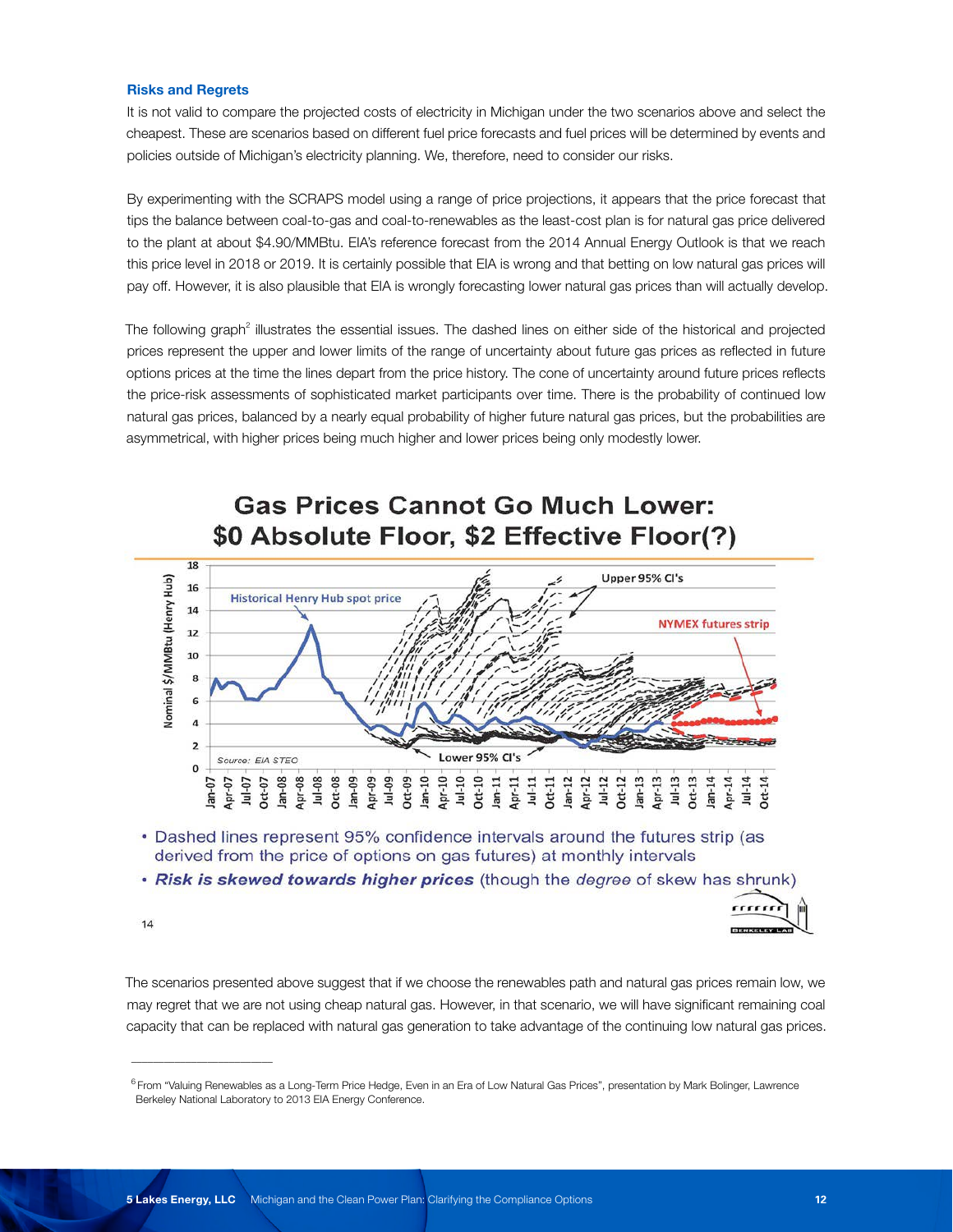### Risks and Regrets

It is not valid to compare the projected costs of electricity in Michigan under the two scenarios above and select the cheapest. These are scenarios based on different fuel price forecasts and fuel prices will be determined by events and policies outside of Michigan's electricity planning. We, therefore, need to consider our risks.

By experimenting with the SCRAPS model using a range of price projections, it appears that the price forecast that tips the balance between coal-to-gas and coal-to-renewables as the least-cost plan is for natural gas price delivered to the plant at about $4.90/MMBtu. EIA's reference forecast from the 2014 Annual Energy Outlook is that we reach this price level in 2018 or 2019. It is certainly possible that EIA is wrong and that betting on low natural gas prices will pay off. However, it is also plausible that EIA is wrongly forecasting lower natural gas prices than will actually develop.

The following graph[2] illustrates the essential issues. The dashed lines on either side of the historical and projected prices represent the upper and lower limits of the range of uncertainty about future gas prices as reflected in future options prices at the time the lines depart from the price history. The cone of uncertainty around future prices reflects the price-risk assessments of sophisticated market participants over time. There is the probability of continued low natural gas prices, balanced by a nearly equal probability of higher future natural gas prices, but the probabilities are asymmetrical, with higher prices being much higher and lower prices being only modestly lower.

**Gas Prices Cannot Go Much Lower: $0 Absolute Floor, $2 Effective Floor(?)**

- Dashed lines represent 95% confidence intervals around the futures strip (as derived from the price of options on gas futures) at monthly intervals
- ***Risk is skewed towards higher prices*** (though the *degree* of skew has shrunk)

The scenarios presented above suggest that if we choose the renewables path and natural gas prices remain low, we may regret that we are not using cheap natural gas. However, in that scenario, we will have significant remaining coal capacity that can be replaced with natural gas generation to take advantage of the continuing low natural gas prices.

---

[6] From "Valuing Renewables as a Long-Term Price Hedge, Even in an Era of Low Natural Gas Prices", presentation by Mark Bolinger, Lawrence Berkeley National Laboratory to 2013 EIA Energy Conference.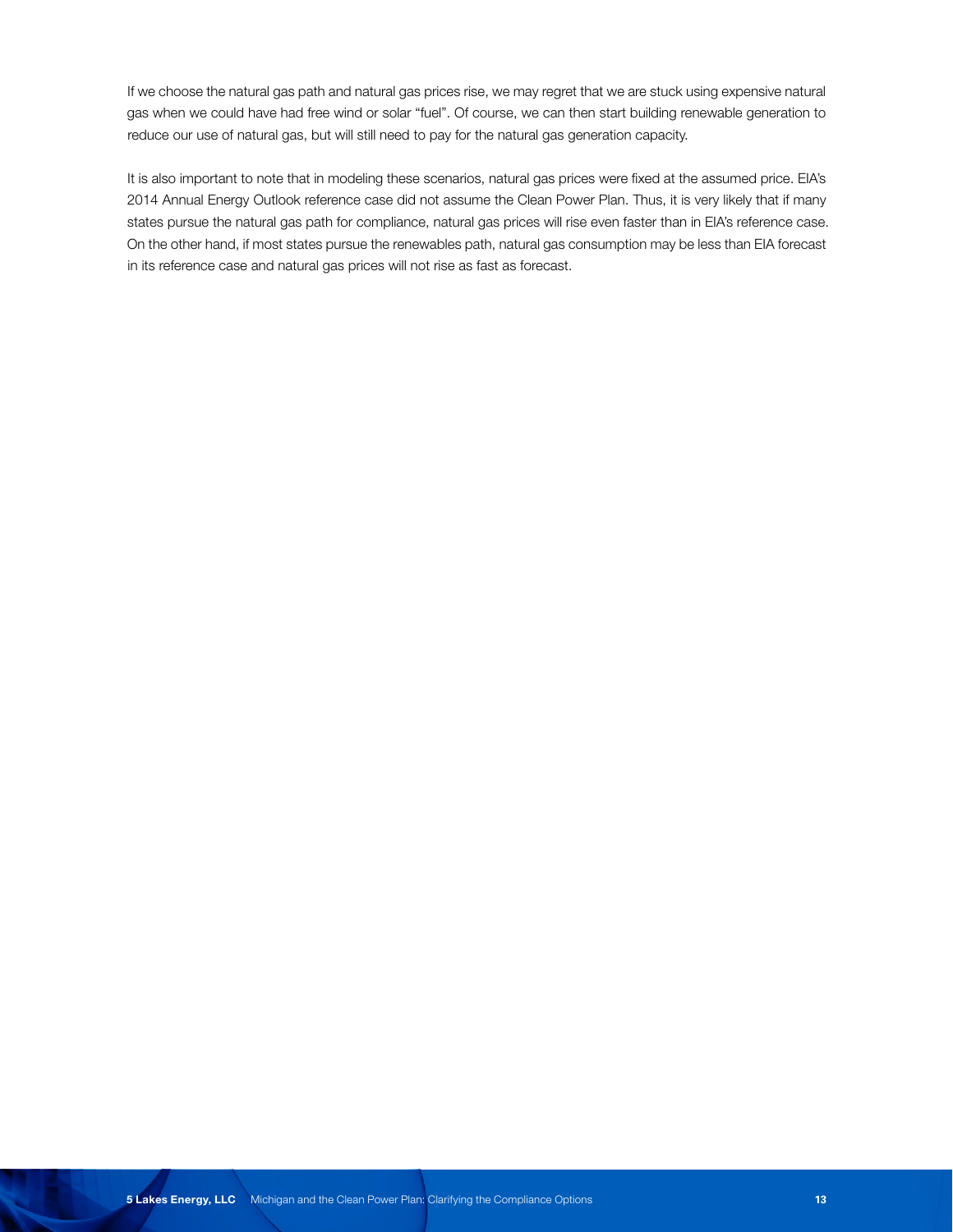If we choose the natural gas path and natural gas prices rise, we may regret that we are stuck using expensive natural gas when we could have had free wind or solar "fuel". Of course, we can then start building renewable generation to reduce our use of natural gas, but will still need to pay for the natural gas generation capacity.

It is also important to note that in modeling these scenarios, natural gas prices were fixed at the assumed price. EIA's 2014 Annual Energy Outlook reference case did not assume the Clean Power Plan. Thus, it is very likely that if many states pursue the natural gas path for compliance, natural gas prices will rise even faster than in EIA's reference case. On the other hand, if most states pursue the renewables path, natural gas consumption may be less than EIA forecast in its reference case and natural gas prices will not rise as fast as forecast.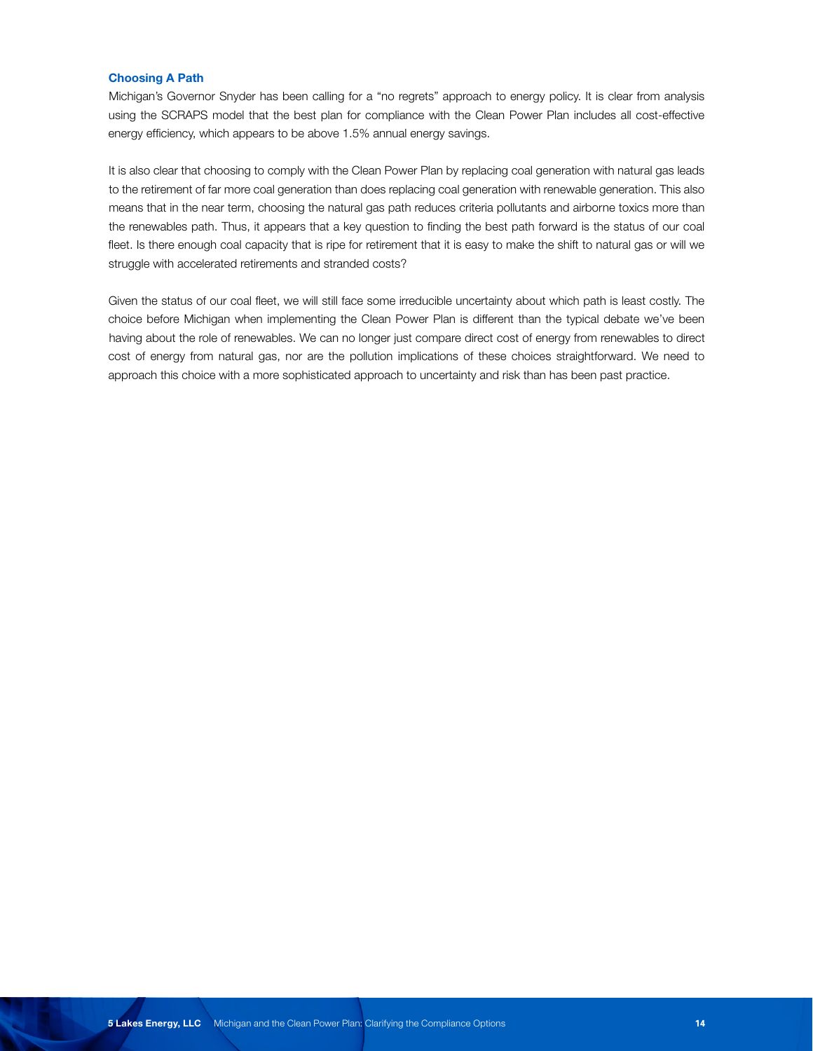### Choosing A Path

Michigan's Governor Snyder has been calling for a "no regrets" approach to energy policy. It is clear from analysis using the SCRAPS model that the best plan for compliance with the Clean Power Plan includes all cost-effective energy efficiency, which appears to be above 1.5% annual energy savings.

It is also clear that choosing to comply with the Clean Power Plan by replacing coal generation with natural gas leads to the retirement of far more coal generation than does replacing coal generation with renewable generation. This also means that in the near term, choosing the natural gas path reduces criteria pollutants and airborne toxics more than the renewables path. Thus, it appears that a key question to finding the best path forward is the status of our coal fleet. Is there enough coal capacity that is ripe for retirement that it is easy to make the shift to natural gas or will we struggle with accelerated retirements and stranded costs?

Given the status of our coal fleet, we will still face some irreducible uncertainty about which path is least costly. The choice before Michigan when implementing the Clean Power Plan is different than the typical debate we've been having about the role of renewables. We can no longer just compare direct cost of energy from renewables to direct cost of energy from natural gas, nor are the pollution implications of these choices straightforward. We need to approach this choice with a more sophisticated approach to uncertainty and risk than has been past practice.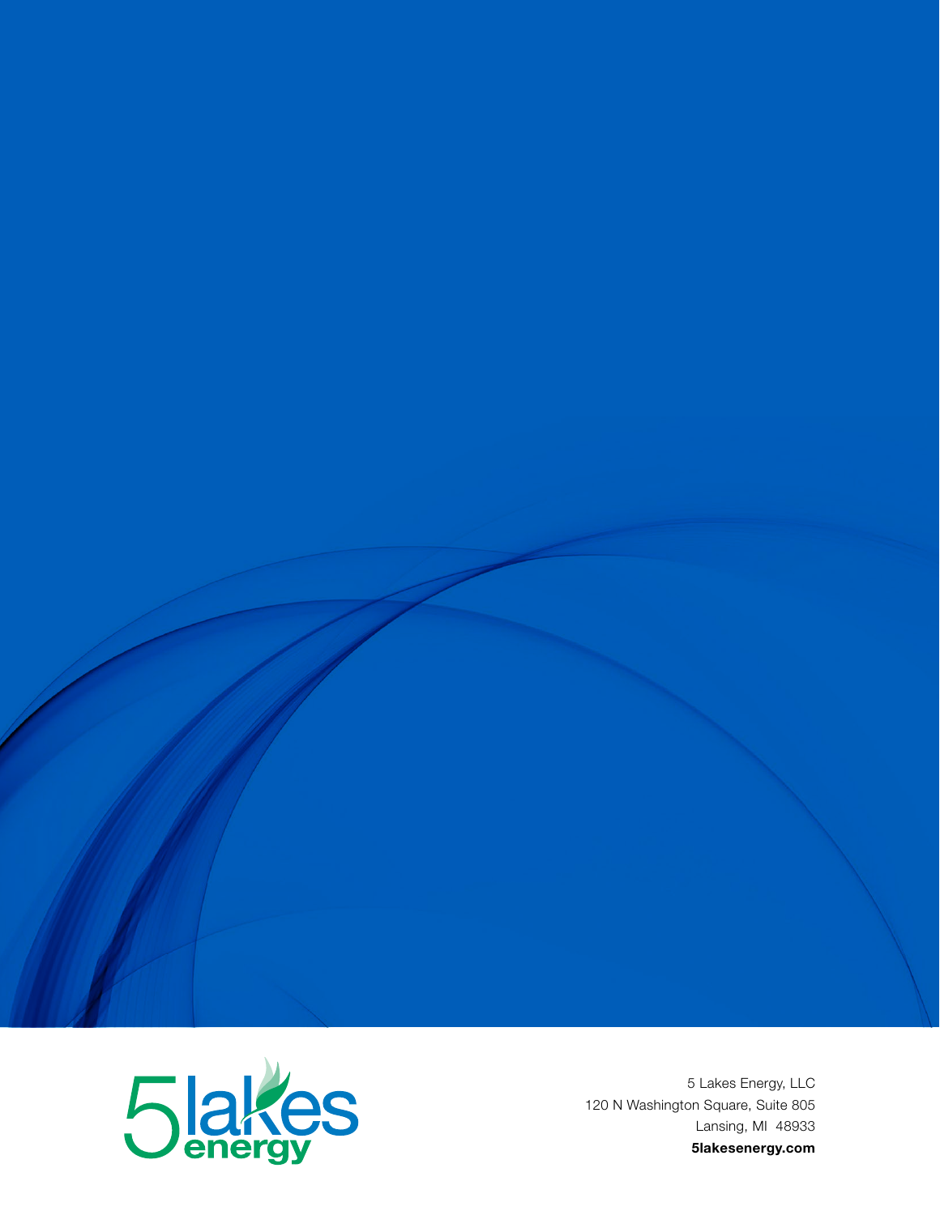5lakes energy

5 Lakes Energy, LLC
120 N Washington Square, Suite 805
Lansing, MI 48933
**5lakesenergy.com**